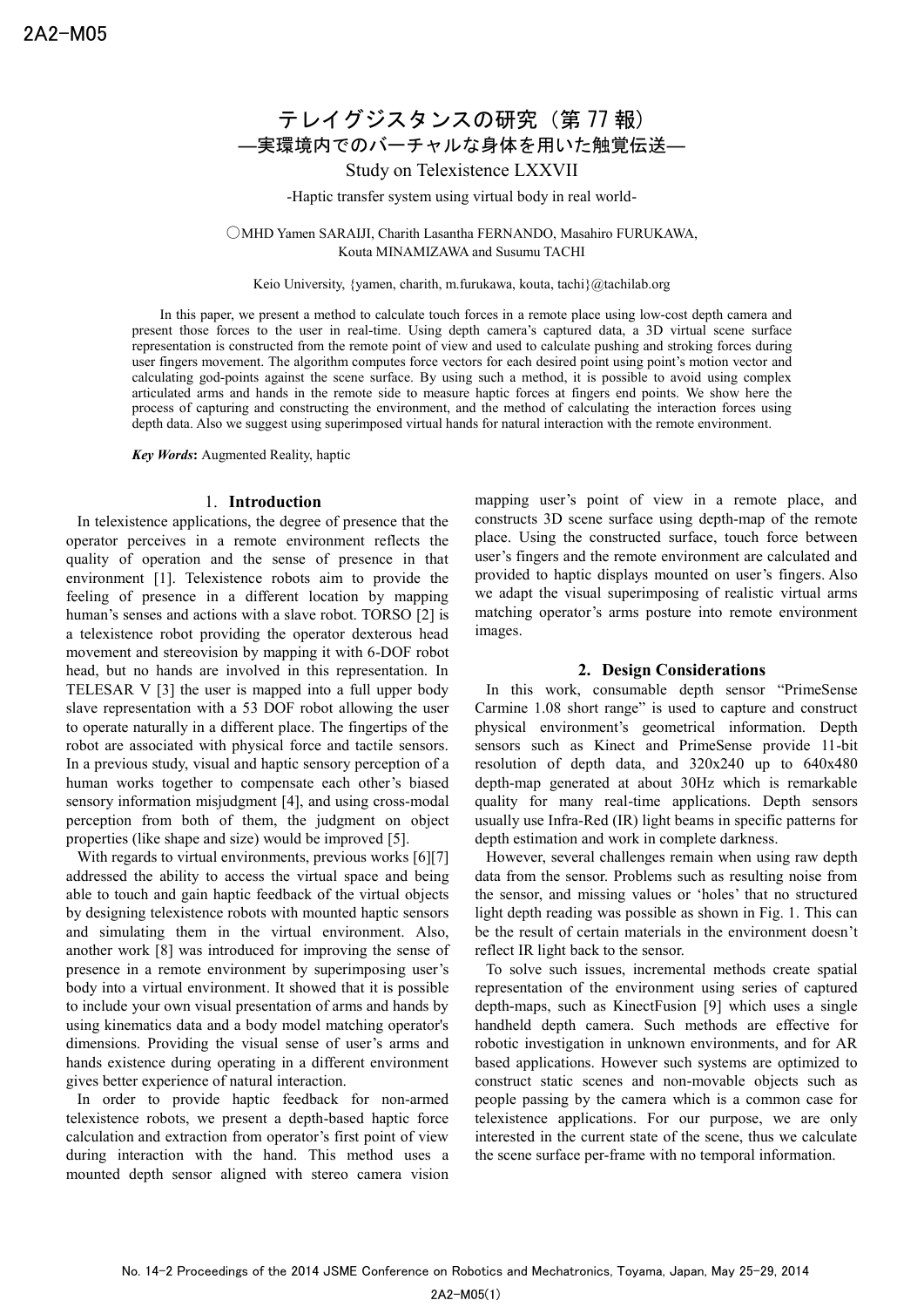2A2-M05

# テレイグジスタンスの研究（第 77 報）
## ―実環境内でのバーチャルな身体を用いた触覚伝送―
## Study on Telexistence LXXVII
### -Haptic transfer system using virtual body in real world-

○MHD Yamen SARAIJI, Charith Lasantha FERNANDO, Masahiro FURUKAWA, Kouta MINAMIZAWA and Susumu TACHI

Keio University, {yamen, charith, m.furukawa, kouta, tachi}@tachilab.org

In this paper, we present a method to calculate touch forces in a remote place using low-cost depth camera and present those forces to the user in real-time. Using depth camera's captured data, a 3D virtual scene surface representation is constructed from the remote point of view and used to calculate pushing and stroking forces during user fingers movement. The algorithm computes force vectors for each desired point using point's motion vector and calculating god-points against the scene surface. By using such a method, it is possible to avoid using complex articulated arms and hands in the remote side to measure haptic forces at fingers end points. We show here the process of capturing and constructing the environment, and the method of calculating the interaction forces using depth data. Also we suggest using superimposed virtual hands for natural interaction with the remote environment.

***Key Words*:** Augmented Reality, haptic

## 1. Introduction

In telexistence applications, the degree of presence that the operator perceives in a remote environment reflects the quality of operation and the sense of presence in that environment [1]. Telexistence robots aim to provide the feeling of presence in a different location by mapping human's senses and actions with a slave robot. TORSO [2] is a telexistence robot providing the operator dexterous head movement and stereovision by mapping it with 6-DOF robot head, but no hands are involved in this representation. In TELESAR V [3] the user is mapped into a full upper body slave representation with a 53 DOF robot allowing the user to operate naturally in a different place. The fingertips of the robot are associated with physical force and tactile sensors. In a previous study, visual and haptic sensory perception of a human works together to compensate each other's biased sensory information misjudgment [4], and using cross-modal perception from both of them, the judgment on object properties (like shape and size) would be improved [5].

With regards to virtual environments, previous works [6][7] addressed the ability to access the virtual space and being able to touch and gain haptic feedback of the virtual objects by designing telexistence robots with mounted haptic sensors and simulating them in the virtual environment. Also, another work [8] was introduced for improving the sense of presence in a remote environment by superimposing user's body into a virtual environment. It showed that it is possible to include your own visual presentation of arms and hands by using kinematics data and a body model matching operator's dimensions. Providing the visual sense of user's arms and hands existence during operating in a different environment gives better experience of natural interaction.

In order to provide haptic feedback for non-armed telexistence robots, we present a depth-based haptic force calculation and extraction from operator's first point of view during interaction with the hand. This method uses a mounted depth sensor aligned with stereo camera vision mapping user's point of view in a remote place, and constructs 3D scene surface using depth-map of the remote place. Using the constructed surface, touch force between user's fingers and the remote environment are calculated and provided to haptic displays mounted on user's fingers. Also we adapt the visual superimposing of realistic virtual arms matching operator's arms posture into remote environment images.

## 2. Design Considerations

In this work, consumable depth sensor "PrimeSense Carmine 1.08 short range" is used to capture and construct physical environment's geometrical information. Depth sensors such as Kinect and PrimeSense provide 11-bit resolution of depth data, and 320x240 up to 640x480 depth-map generated at about 30Hz which is remarkable quality for many real-time applications. Depth sensors usually use Infra-Red (IR) light beams in specific patterns for depth estimation and work in complete darkness.

However, several challenges remain when using raw depth data from the sensor. Problems such as resulting noise from the sensor, and missing values or 'holes' that no structured light depth reading was possible as shown in Fig. 1. This can be the result of certain materials in the environment doesn't reflect IR light back to the sensor.

To solve such issues, incremental methods create spatial representation of the environment using series of captured depth-maps, such as KinectFusion [9] which uses a single handheld depth camera. Such methods are effective for robotic investigation in unknown environments, and for AR based applications. However such systems are optimized to construct static scenes and non-movable objects such as people passing by the camera which is a common case for telexistence applications. For our purpose, we are only interested in the current state of the scene, thus we calculate the scene surface per-frame with no temporal information.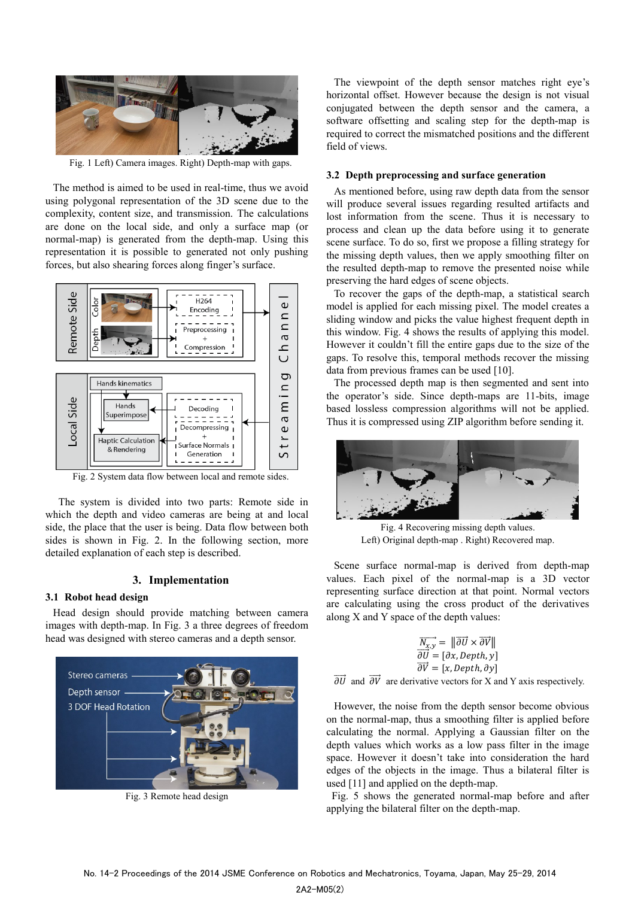Fig. 1 Left) Camera images. Right) Depth-map with gaps.

The method is aimed to be used in real-time, thus we avoid using polygonal representation of the 3D scene due to the complexity, content size, and transmission. The calculations are done on the local side, and only a surface map (or normal-map) is generated from the depth-map. Using this representation it is possible to generated not only pushing forces, but also shearing forces along finger's surface.

Fig. 2 System data flow between local and remote sides.

The system is divided into two parts: Remote side in which the depth and video cameras are being at and local side, the place that the user is being. Data flow between both sides is shown in Fig. 2. In the following section, more detailed explanation of each step is described.

## 3. Implementation

### 3.1 Robot head design

Head design should provide matching between camera images with depth-map. In Fig. 3 a three degrees of freedom head was designed with stereo cameras and a depth sensor.

Fig. 3 Remote head design

The viewpoint of the depth sensor matches right eye's horizontal offset. However because the design is not visual conjugated between the depth sensor and the camera, a software offsetting and scaling step for the depth-map is required to correct the mismatched positions and the different field of views.

### 3.2 Depth preprocessing and surface generation

As mentioned before, using raw depth data from the sensor will produce several issues regarding resulted artifacts and lost information from the scene. Thus it is necessary to process and clean up the data before using it to generate scene surface. To do so, first we propose a filling strategy for the missing depth values, then we apply smoothing filter on the resulted depth-map to remove the presented noise while preserving the hard edges of scene objects.

To recover the gaps of the depth-map, a statistical search model is applied for each missing pixel. The model creates a sliding window and picks the value highest frequent depth in this window. Fig. 4 shows the results of applying this model. However it couldn't fill the entire gaps due to the size of the gaps. To resolve this, temporal methods recover the missing data from previous frames can be used [10].

The processed depth map is then segmented and sent into the operator's side. Since depth-maps are 11-bits, image based lossless compression algorithms will not be applied. Thus it is compressed using ZIP algorithm before sending it.

Fig. 4 Recovering missing depth values.
Left) Original depth-map . Right) Recovered map.

Scene surface normal-map is derived from depth-map values. Each pixel of the normal-map is a 3D vector representing surface direction at that point. Normal vectors are calculating using the cross product of the derivatives along X and Y space of the depth values:

$$\overrightarrow{N_{x,y}} = \left\| \overrightarrow{\partial U} \times \overrightarrow{\partial V} \right\|$$
$$\overrightarrow{\partial U} = [\partial x, Depth, y]$$
$$\overrightarrow{\partial V} = [x, Depth, \partial y]$$

$\overrightarrow{\partial U}$ and $\overrightarrow{\partial V}$ are derivative vectors for X and Y axis respectively.

However, the noise from the depth sensor become obvious on the normal-map, thus a smoothing filter is applied before calculating the normal. Applying a Gaussian filter on the depth values which works as a low pass filter in the image space. However it doesn't take into consideration the hard edges of the objects in the image. Thus a bilateral filter is used [11] and applied on the depth-map.

Fig. 5 shows the generated normal-map before and after applying the bilateral filter on the depth-map.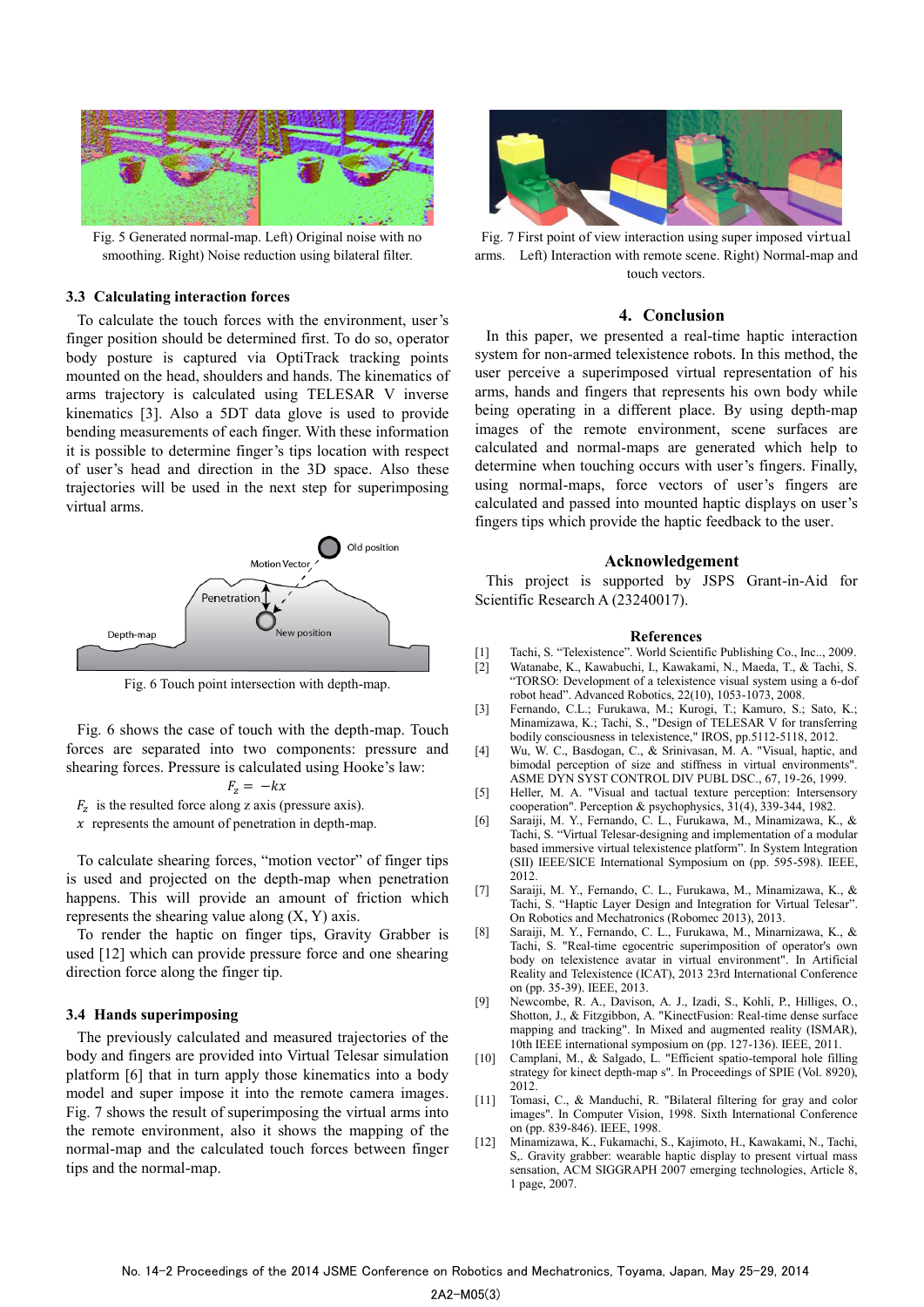Fig. 5 Generated normal-map. Left) Original noise with no smoothing. Right) Noise reduction using bilateral filter.

### 3.3 Calculating interaction forces

To calculate the touch forces with the environment, user's finger position should be determined first. To do so, operator body posture is captured via OptiTrack tracking points mounted on the head, shoulders and hands. The kinematics of arms trajectory is calculated using TELESAR V inverse kinematics [3]. Also a 5DT data glove is used to provide bending measurements of each finger. With these information it is possible to determine finger's tips location with respect of user's head and direction in the 3D space. Also these trajectories will be used in the next step for superimposing virtual arms.

Old position
Motion Vector
Penetration
New position
Depth-map

Fig. 6 Touch point intersection with depth-map.

Fig. 6 shows the case of touch with the depth-map. Touch forces are separated into two components: pressure and shearing forces. Pressure is calculated using Hooke's law:

$$F_z = -kx$$

$F_z$ is the resulted force along z axis (pressure axis).
$x$ represents the amount of penetration in depth-map.

To calculate shearing forces, "motion vector" of finger tips is used and projected on the depth-map when penetration happens. This will provide an amount of friction which represents the shearing value along (X, Y) axis.

To render the haptic on finger tips, Gravity Grabber is used [12] which can provide pressure force and one shearing direction force along the finger tip.

### 3.4 Hands superimposing

The previously calculated and measured trajectories of the body and fingers are provided into Virtual Telesar simulation platform [6] that in turn apply those kinematics into a body model and super impose it into the remote camera images. Fig. 7 shows the result of superimposing the virtual arms into the remote environment, also it shows the mapping of the normal-map and the calculated touch forces between finger tips and the normal-map.

Fig. 7 First point of view interaction using super imposed virtual arms. Left) Interaction with remote scene. Right) Normal-map and touch vectors.

## 4. Conclusion

In this paper, we presented a real-time haptic interaction system for non-armed telexistence robots. In this method, the user perceive a superimposed virtual representation of his arms, hands and fingers that represents his own body while being operating in a different place. By using depth-map images of the remote environment, scene surfaces are calculated and normal-maps are generated which help to determine when touching occurs with user's fingers. Finally, using normal-maps, force vectors of user's fingers are calculated and passed into mounted haptic displays on user's fingers tips which provide the haptic feedback to the user.

## Acknowledgement

This project is supported by JSPS Grant-in-Aid for Scientific Research A (23240017).

## References

[1] Tachi, S. "Telexistence". World Scientific Publishing Co., Inc.., 2009.

[2] Watanabe, K., Kawabuchi, I., Kawakami, N., Maeda, T., & Tachi, S. "TORSO: Development of a telexistence visual system using a 6-dof robot head". Advanced Robotics, 22(10), 1053-1073, 2008.

[3] Fernando, C.L.; Furukawa, M.; Kurogi, T.; Kamuro, S.; Sato, K.; Minamizawa, K.; Tachi, S., "Design of TELESAR V for transferring bodily consciousness in telexistence," IROS, pp.5112-5118, 2012.

[4] Wu, W. C., Basdogan, C., & Srinivasan, M. A. "Visual, haptic, and bimodal perception of size and stiffness in virtual environments". ASME DYN SYST CONTROL DIV PUBL DSC., 67, 19-26, 1999.

[5] Heller, M. A. "Visual and tactual texture perception: Intersensory cooperation". Perception & psychophysics, 31(4), 339-344, 1982.

[6] Saraiji, M. Y., Fernando, C. L., Furukawa, M., Minamizawa, K., & Tachi, S. "Virtual Telesar-designing and implementation of a modular based immersive virtual telexistence platform". In System Integration (SII) IEEE/SICE International Symposium on (pp. 595-598). IEEE, 2012.

[7] Saraiji, M. Y., Fernando, C. L., Furukawa, M., Minamizawa, K., & Tachi, S. "Haptic Layer Design and Integration for Virtual Telesar". On Robotics and Mechatronics (Robomec 2013), 2013.

[8] Saraiji, M. Y., Fernando, C. L., Furukawa, M., Minamizawa, K., & Tachi, S. "Real-time egocentric superimposition of operator's own body on telexistence avatar in virtual environment". In Artificial Reality and Telexistence (ICAT), 2013 23rd International Conference on (pp. 35-39). IEEE, 2013.

[9] Newcombe, R. A., Davison, A. J., Izadi, S., Kohli, P., Hilliges, O., Shotton, J., & Fitzgibbon, A. "KinectFusion: Real-time dense surface mapping and tracking". In Mixed and augmented reality (ISMAR), 10th IEEE international symposium on (pp. 127-136). IEEE, 2011.

[10] Camplani, M., & Salgado, L. "Efficient spatio-temporal hole filling strategy for kinect depth-map s". In Proceedings of SPIE (Vol. 8920), 2012.

[11] Tomasi, C., & Manduchi, R. "Bilateral filtering for gray and color images". In Computer Vision, 1998. Sixth International Conference on (pp. 839-846). IEEE, 1998.

[12] Minamizawa, K., Fukamachi, S., Kajimoto, H., Kawakami, N., Tachi, S,. Gravity grabber: wearable haptic display to present virtual mass sensation, ACM SIGGRAPH 2007 emerging technologies, Article 8, 1 page, 2007.